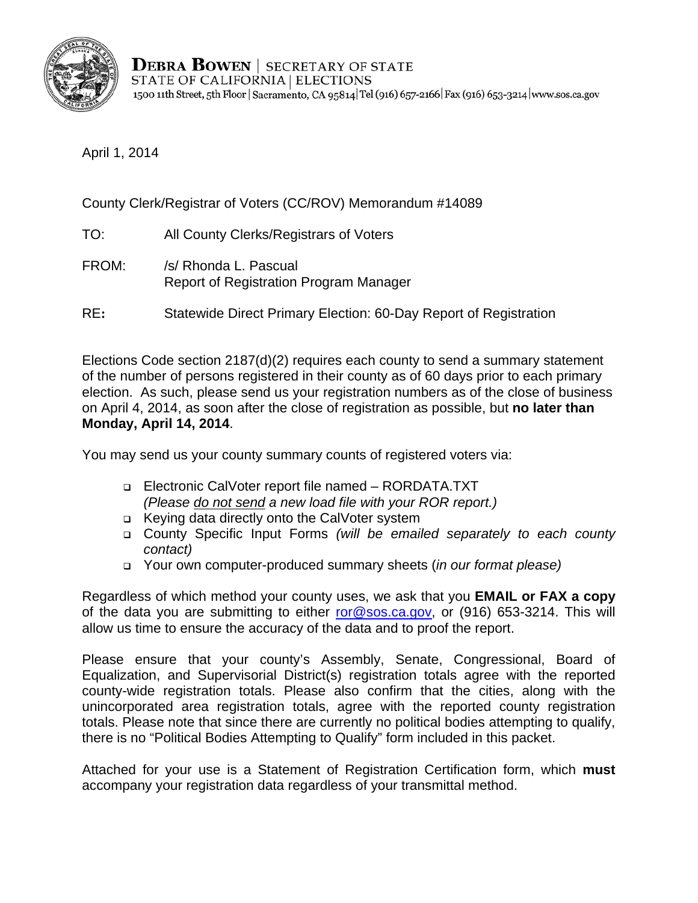**DEBRA BOWEN** | SECRETARY OF STATE
STATE OF CALIFORNIA | ELECTIONS
1500 11th Street, 5th Floor | Sacramento, CA 95814 | Tel (916) 657-2166 | Fax (916) 653-3214 | www.sos.ca.gov

April 1, 2014

County Clerk/Registrar of Voters (CC/ROV) Memorandum #14089

TO: All County Clerks/Registrars of Voters

FROM: /s/ Rhonda L. Pascual
Report of Registration Program Manager

RE**:** Statewide Direct Primary Election: 60-Day Report of Registration

Elections Code section 2187(d)(2) requires each county to send a summary statement of the number of persons registered in their county as of 60 days prior to each primary election. As such, please send us your registration numbers as of the close of business on April 4, 2014, as soon after the close of registration as possible, but **no later than Monday, April 14, 2014**.

You may send us your county summary counts of registered voters via:

- Electronic CalVoter report file named – RORDATA.TXT
  *(Please do not send a new load file with your ROR report.)*
- Keying data directly onto the CalVoter system
- County Specific Input Forms *(will be emailed separately to each county contact)*
- Your own computer-produced summary sheets (*in our format please)*

Regardless of which method your county uses, we ask that you **EMAIL or FAX a copy** of the data you are submitting to either ror@sos.ca.gov, or (916) 653-3214. This will allow us time to ensure the accuracy of the data and to proof the report.

Please ensure that your county's Assembly, Senate, Congressional, Board of Equalization, and Supervisorial District(s) registration totals agree with the reported county-wide registration totals. Please also confirm that the cities, along with the unincorporated area registration totals, agree with the reported county registration totals. Please note that since there are currently no political bodies attempting to qualify, there is no "Political Bodies Attempting to Qualify" form included in this packet.

Attached for your use is a Statement of Registration Certification form, which **must** accompany your registration data regardless of your transmittal method.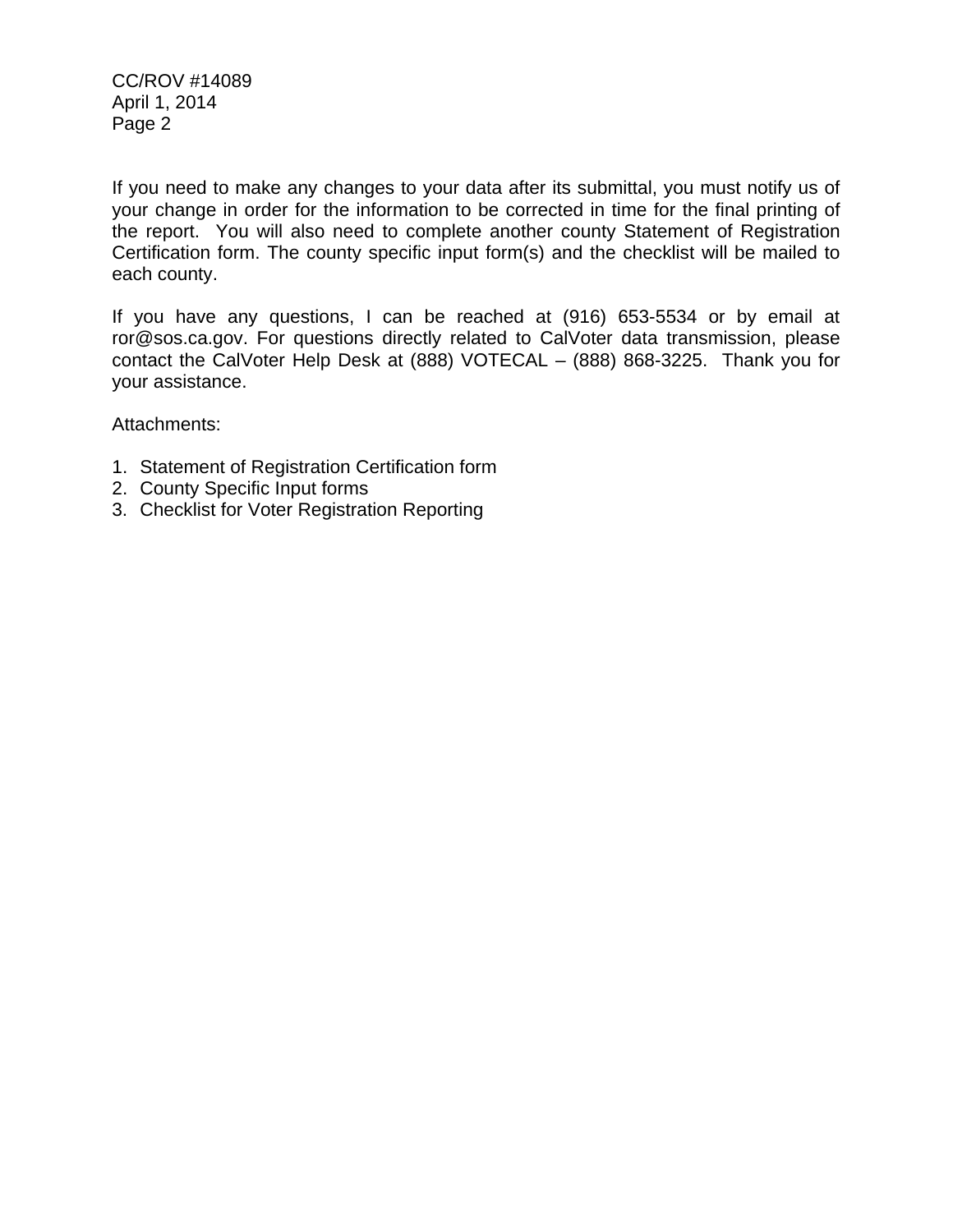If you need to make any changes to your data after its submittal, you must notify us of your change in order for the information to be corrected in time for the final printing of the report. You will also need to complete another county Statement of Registration Certification form. The county specific input form(s) and the checklist will be mailed to each county.

If you have any questions, I can be reached at (916) 653-5534 or by email at ror@sos.ca.gov. For questions directly related to CalVoter data transmission, please contact the CalVoter Help Desk at (888) VOTECAL – (888) 868-3225. Thank you for your assistance.

Attachments:

1. Statement of Registration Certification form
2. County Specific Input forms
3. Checklist for Voter Registration Reporting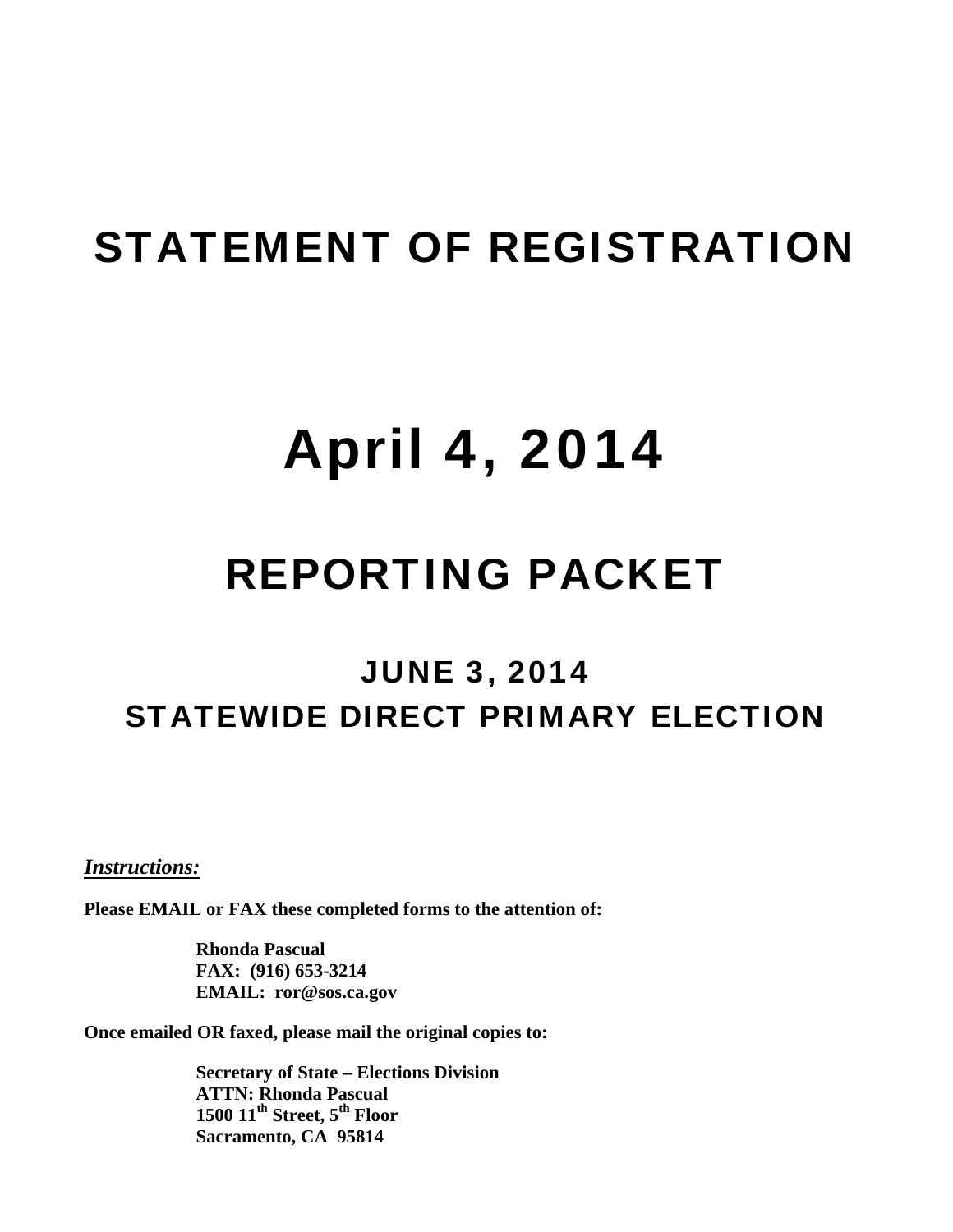# STATEMENT OF REGISTRATION

# April 4, 2014

# REPORTING PACKET

## JUNE 3, 2014
## STATEWIDE DIRECT PRIMARY ELECTION

***Instructions:***

**Please EMAIL or FAX these completed forms to the attention of:**

> **Rhonda Pascual**
> **FAX: (916) 653-3214**
> **EMAIL: ror@sos.ca.gov**

**Once emailed OR faxed, please mail the original copies to:**

> **Secretary of State – Elections Division**
> **ATTN: Rhonda Pascual**
> **1500 11th Street, 5th Floor**
> **Sacramento, CA 95814**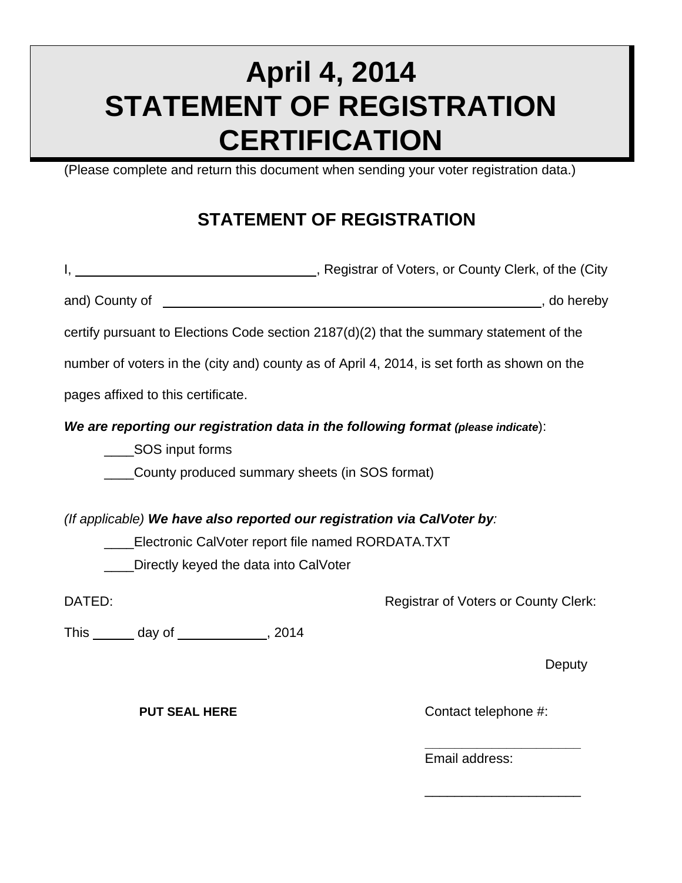# April 4, 2014
# STATEMENT OF REGISTRATION CERTIFICATION

(Please complete and return this document when sending your voter registration data.)

## STATEMENT OF REGISTRATION

I, ________________________________, Registrar of Voters, or County Clerk, of the (City and) County of ______________________________________________, do hereby certify pursuant to Elections Code section 2187(d)(2) that the summary statement of the number of voters in the (city and) county as of April 4, 2014, is set forth as shown on the pages affixed to this certificate.

***We are reporting our registration data in the following format*** ***(please indicate)***:

____SOS input forms

____County produced summary sheets (in SOS format)

*(If applicable)* ***We have also reported our registration via CalVoter by****:*

____Electronic CalVoter report file named RORDATA.TXT

____Directly keyed the data into CalVoter

DATED:

This _____ day of ___________, 2014

Registrar of Voters or County Clerk:

Deputy

**PUT SEAL HERE**

Contact telephone #:

____________________

Email address:

____________________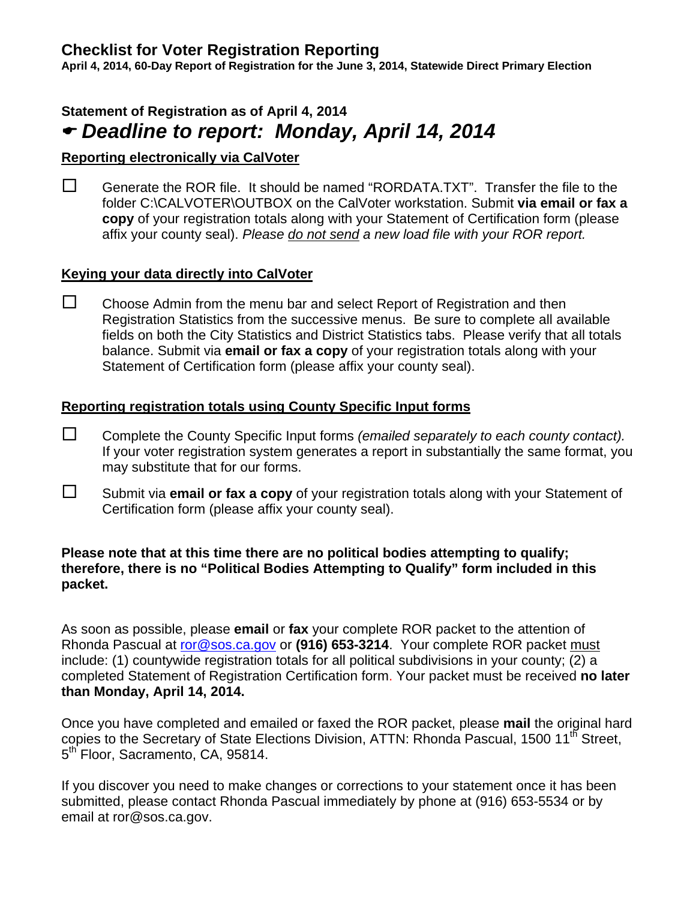# Checklist for Voter Registration Reporting

**April 4, 2014, 60-Day Report of Registration for the June 3, 2014, Statewide Direct Primary Election**

## Statement of Registration as of April 4, 2014

## ✒ *Deadline to report: Monday, April 14, 2014*

### Reporting electronically via CalVoter

☐ Generate the ROR file. It should be named "RORDATA.TXT". Transfer the file to the folder C:\CALVOTER\OUTBOX on the CalVoter workstation. Submit **via email or fax a copy** of your registration totals along with your Statement of Certification form (please affix your county seal). *Please do not send a new load file with your ROR report.*

### Keying your data directly into CalVoter

☐ Choose Admin from the menu bar and select Report of Registration and then Registration Statistics from the successive menus. Be sure to complete all available fields on both the City Statistics and District Statistics tabs. Please verify that all totals balance. Submit via **email or fax a copy** of your registration totals along with your Statement of Certification form (please affix your county seal).

### Reporting registration totals using County Specific Input forms

☐ Complete the County Specific Input forms *(emailed separately to each county contact).* If your voter registration system generates a report in substantially the same format, you may substitute that for our forms.

☐ Submit via **email or fax a copy** of your registration totals along with your Statement of Certification form (please affix your county seal).

**Please note that at this time there are no political bodies attempting to qualify; therefore, there is no "Political Bodies Attempting to Qualify" form included in this packet.**

As soon as possible, please **email** or **fax** your complete ROR packet to the attention of Rhonda Pascual at ror@sos.ca.gov or **(916) 653-3214**. Your complete ROR packet must include: (1) countywide registration totals for all political subdivisions in your county; (2) a completed Statement of Registration Certification form. Your packet must be received **no later than Monday, April 14, 2014.**

Once you have completed and emailed or faxed the ROR packet, please **mail** the original hard copies to the Secretary of State Elections Division, ATTN: Rhonda Pascual, 1500 11th Street, 5th Floor, Sacramento, CA, 95814.

If you discover you need to make changes or corrections to your statement once it has been submitted, please contact Rhonda Pascual immediately by phone at (916) 653-5534 or by email at ror@sos.ca.gov.